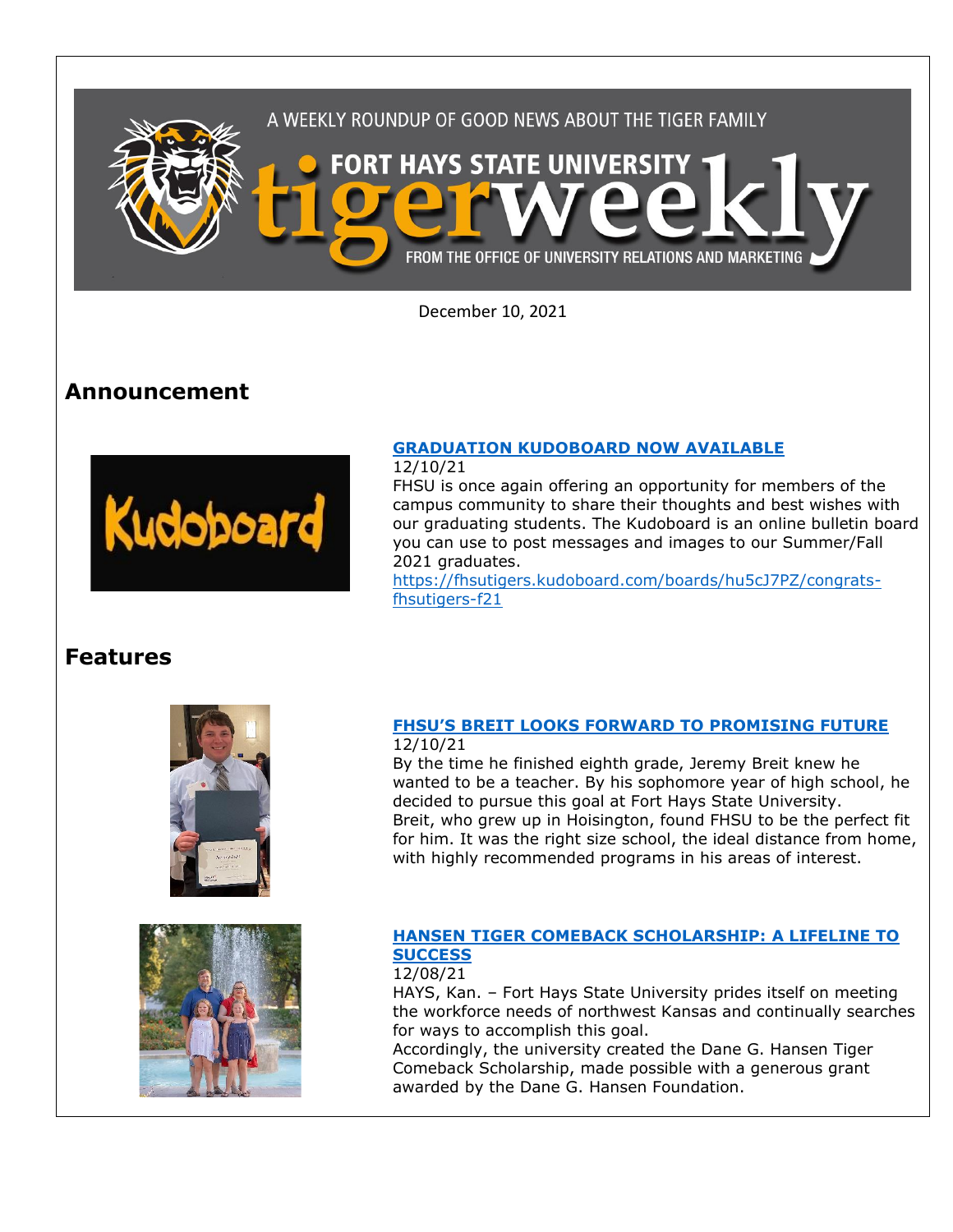A WEEKLY ROUNDUP OF GOOD NEWS ABOUT THE TIGER FAMILY

# FORT HAYS STATE UNIVERSITY tigerweekly

FROM THE OFFICE OF UNIVERSITY RELATIONS AND MARKETING

December 10, 2021

## Announcement

### GRADUATION KUDOBOARD NOW AVAILABLE

12/10/21

FHSU is once again offering an opportunity for members of the campus community to share their thoughts and best wishes with our graduating students. The Kudoboard is an online bulletin board you can use to post messages and images to our Summer/Fall 2021 graduates.
https://fhsutigers.kudoboard.com/boards/hu5cJ7PZ/congrats-fhsutigers-f21

## Features

### FHSU'S BREIT LOOKS FORWARD TO PROMISING FUTURE

12/10/21

By the time he finished eighth grade, Jeremy Breit knew he wanted to be a teacher. By his sophomore year of high school, he decided to pursue this goal at Fort Hays State University.
Breit, who grew up in Hoisington, found FHSU to be the perfect fit for him. It was the right size school, the ideal distance from home, with highly recommended programs in his areas of interest.

### HANSEN TIGER COMEBACK SCHOLARSHIP: A LIFELINE TO SUCCESS

12/08/21

HAYS, Kan. – Fort Hays State University prides itself on meeting the workforce needs of northwest Kansas and continually searches for ways to accomplish this goal.
Accordingly, the university created the Dane G. Hansen Tiger Comeback Scholarship, made possible with a generous grant awarded by the Dane G. Hansen Foundation.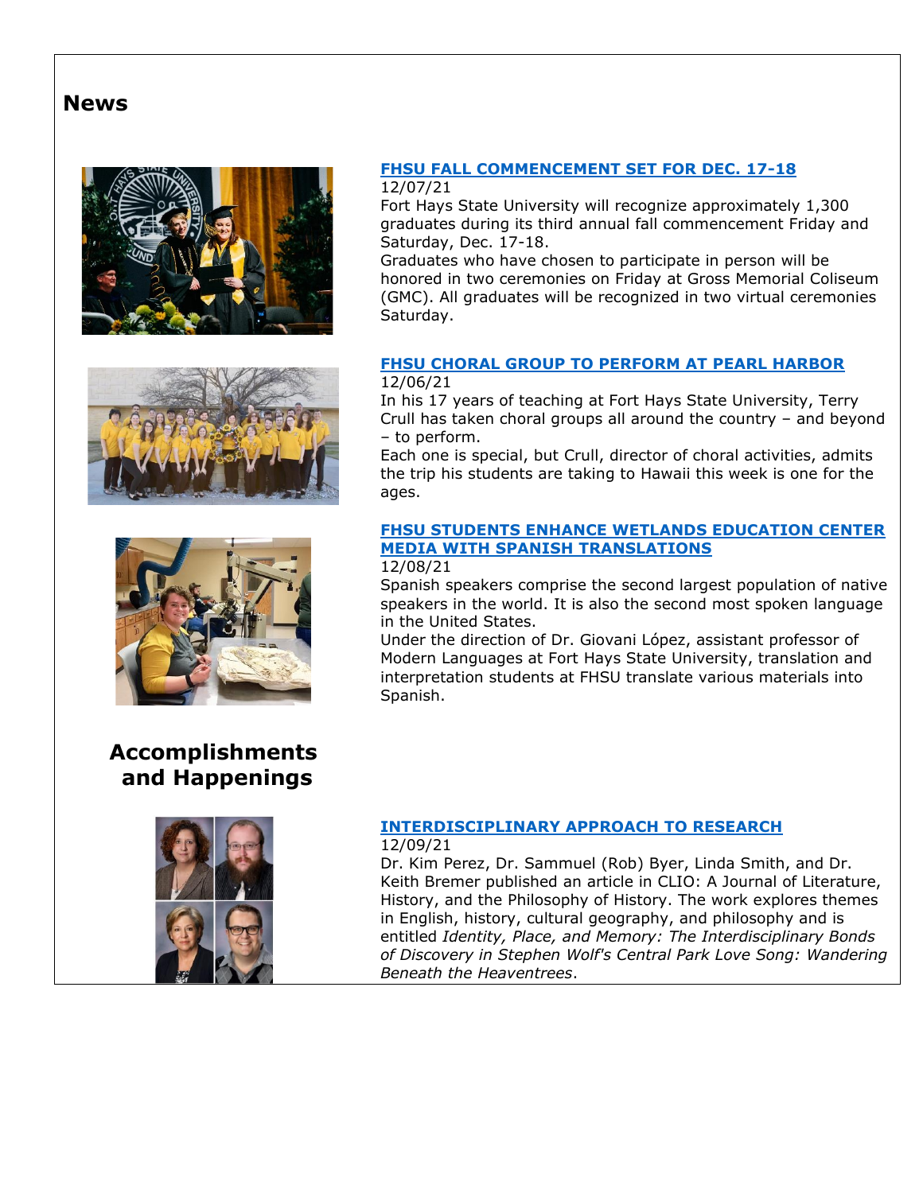## News

### [FHSU FALL COMMENCEMENT SET FOR DEC. 17-18]

12/07/21

Fort Hays State University will recognize approximately 1,300 graduates during its third annual fall commencement Friday and Saturday, Dec. 17-18.

Graduates who have chosen to participate in person will be honored in two ceremonies on Friday at Gross Memorial Coliseum (GMC). All graduates will be recognized in two virtual ceremonies Saturday.

### [FHSU CHORAL GROUP TO PERFORM AT PEARL HARBOR]

12/06/21

In his 17 years of teaching at Fort Hays State University, Terry Crull has taken choral groups all around the country – and beyond – to perform.

Each one is special, but Crull, director of choral activities, admits the trip his students are taking to Hawaii this week is one for the ages.

### [FHSU STUDENTS ENHANCE WETLANDS EDUCATION CENTER MEDIA WITH SPANISH TRANSLATIONS]

12/08/21

Spanish speakers comprise the second largest population of native speakers in the world. It is also the second most spoken language in the United States.

Under the direction of Dr. Giovani López, assistant professor of Modern Languages at Fort Hays State University, translation and interpretation students at FHSU translate various materials into Spanish.

## Accomplishments and Happenings

### [INTERDISCIPLINARY APPROACH TO RESEARCH]

12/09/21

Dr. Kim Perez, Dr. Sammuel (Rob) Byer, Linda Smith, and Dr. Keith Bremer published an article in CLIO: A Journal of Literature, History, and the Philosophy of History. The work explores themes in English, history, cultural geography, and philosophy and is entitled *Identity, Place, and Memory: The Interdisciplinary Bonds of Discovery in Stephen Wolf's Central Park Love Song: Wandering Beneath the Heaventrees*.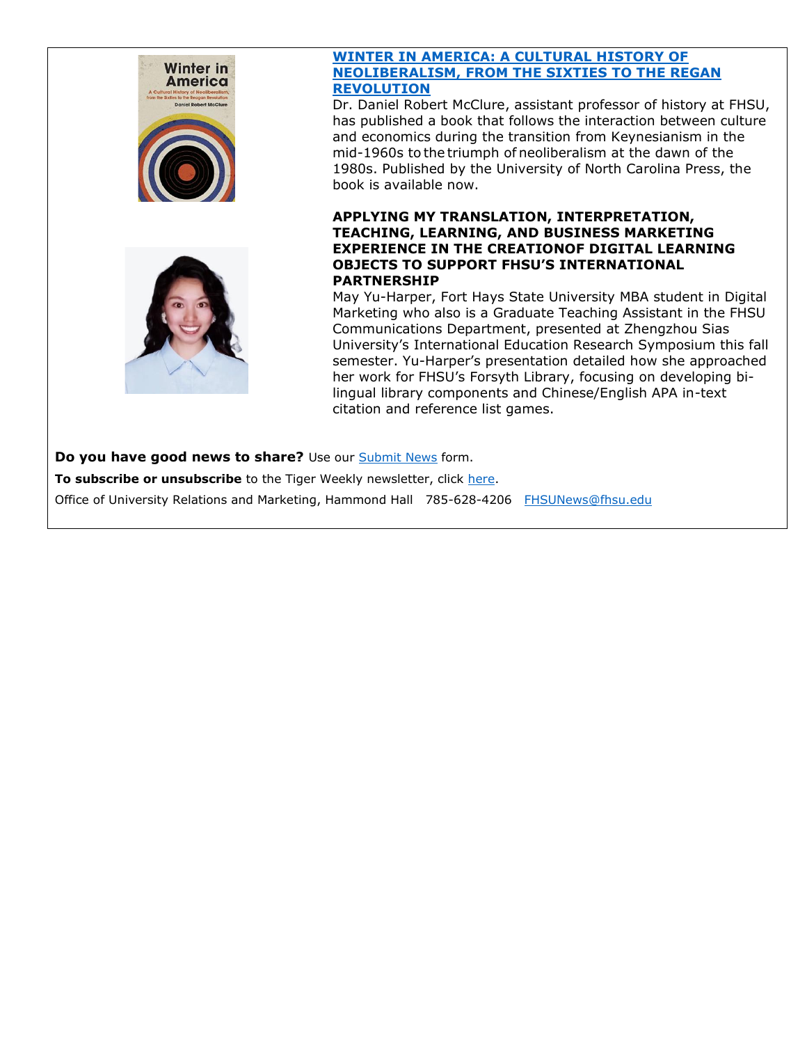### [WINTER IN AMERICA: A CULTURAL HISTORY OF NEOLIBERALISM, FROM THE SIXTIES TO THE REGAN REVOLUTION]

Dr. Daniel Robert McClure, assistant professor of history at FHSU, has published a book that follows the interaction between culture and economics during the transition from Keynesianism in the mid-1960s to the triumph of neoliberalism at the dawn of the 1980s. Published by the University of North Carolina Press, the book is available now.

### APPLYING MY TRANSLATION, INTERPRETATION, TEACHING, LEARNING, AND BUSINESS MARKETING EXPERIENCE IN THE CREATIONOF DIGITAL LEARNING OBJECTS TO SUPPORT FHSU'S INTERNATIONAL PARTNERSHIP

May Yu-Harper, Fort Hays State University MBA student in Digital Marketing who also is a Graduate Teaching Assistant in the FHSU Communications Department, presented at Zhengzhou Sias University's International Education Research Symposium this fall semester. Yu-Harper's presentation detailed how she approached her work for FHSU's Forsyth Library, focusing on developing bi-lingual library components and Chinese/English APA in-text citation and reference list games.

**Do you have good news to share?** Use our Submit News form.

**To subscribe or unsubscribe** to the Tiger Weekly newsletter, click here.

Office of University Relations and Marketing, Hammond Hall 785-628-4206 FHSUNews@fhsu.edu